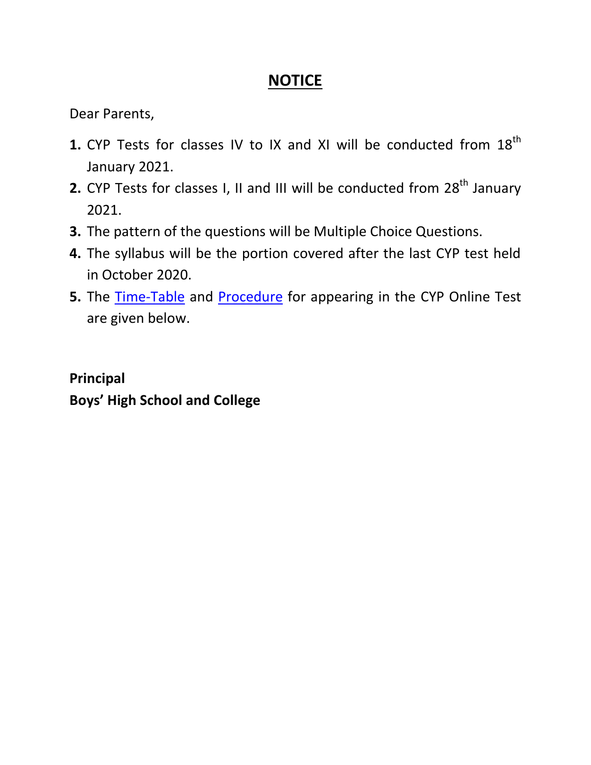# NOTICE

Dear Parents,

1. CYP Tests for classes IV to IX and XI will be conducted from 18th January 2021.
2. CYP Tests for classes I, II and III will be conducted from 28th January 2021.
3. The pattern of the questions will be Multiple Choice Questions.
4. The syllabus will be the portion covered after the last CYP test held in October 2020.
5. The Time-Table and Procedure for appearing in the CYP Online Test are given below.

**Principal**
**Boys' High School and College**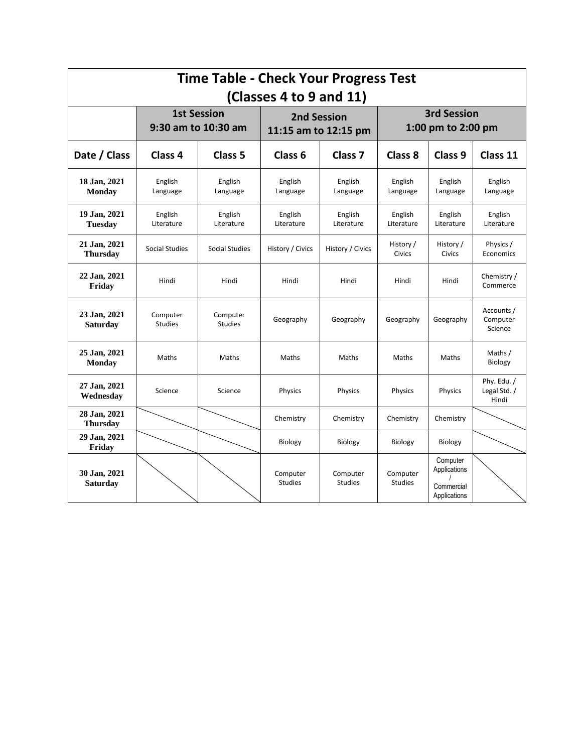# Time Table - Check Your Progress Test (Classes 4 to 9 and 11)

| | 1st Session 9:30 am to 10:30 am | | 2nd Session 11:15 am to 12:15 pm | | 3rd Session 1:00 pm to 2:00 pm | | |
|---|---|---|---|---|---|---|---|
| **Date / Class** | **Class 4** | **Class 5** | **Class 6** | **Class 7** | **Class 8** | **Class 9** | **Class 11** |
| **18 Jan, 2021 Monday** | English Language | English Language | English Language | English Language | English Language | English Language | English Language |
| **19 Jan, 2021 Tuesday** | English Literature | English Literature | English Literature | English Literature | English Literature | English Literature | English Literature |
| **21 Jan, 2021 Thursday** | Social Studies | Social Studies | History / Civics | History / Civics | History / Civics | History / Civics | Physics / Economics |
| **22 Jan, 2021 Friday** | Hindi | Hindi | Hindi | Hindi | Hindi | Hindi | Chemistry / Commerce |
| **23 Jan, 2021 Saturday** | Computer Studies | Computer Studies | Geography | Geography | Geography | Geography | Accounts / Computer Science |
| **25 Jan, 2021 Monday** | Maths | Maths | Maths | Maths | Maths | Maths | Maths / Biology |
| **27 Jan, 2021 Wednesday** | Science | Science | Physics | Physics | Physics | Physics | Phy. Edu. / Legal Std. / Hindi |
| **28 Jan, 2021 Thursday** | | | Chemistry | Chemistry | Chemistry | Chemistry | |
| **29 Jan, 2021 Friday** | | | Biology | Biology | Biology | Biology | |
| **30 Jan, 2021 Saturday** | | | Computer Studies | Computer Studies | Computer Studies | Computer Applications / Commercial Applications | |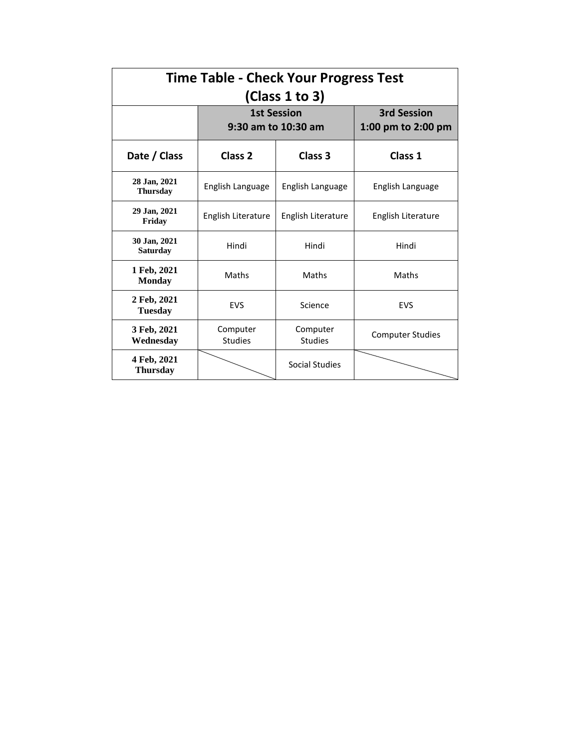# Time Table - Check Your Progress Test (Class 1 to 3)

| | 1st Session 9:30 am to 10:30 am | | 3rd Session 1:00 pm to 2:00 pm |
|---|---|---|---|
| **Date / Class** | **Class 2** | **Class 3** | **Class 1** |
| **28 Jan, 2021 Thursday** | English Language | English Language | English Language |
| **29 Jan, 2021 Friday** | English Literature | English Literature | English Literature |
| **30 Jan, 2021 Saturday** | Hindi | Hindi | Hindi |
| **1 Feb, 2021 Monday** | Maths | Maths | Maths |
| **2 Feb, 2021 Tuesday** | EVS | Science | EVS |
| **3 Feb, 2021 Wednesday** | Computer Studies | Computer Studies | Computer Studies |
| **4 Feb, 2021 Thursday** | | Social Studies | |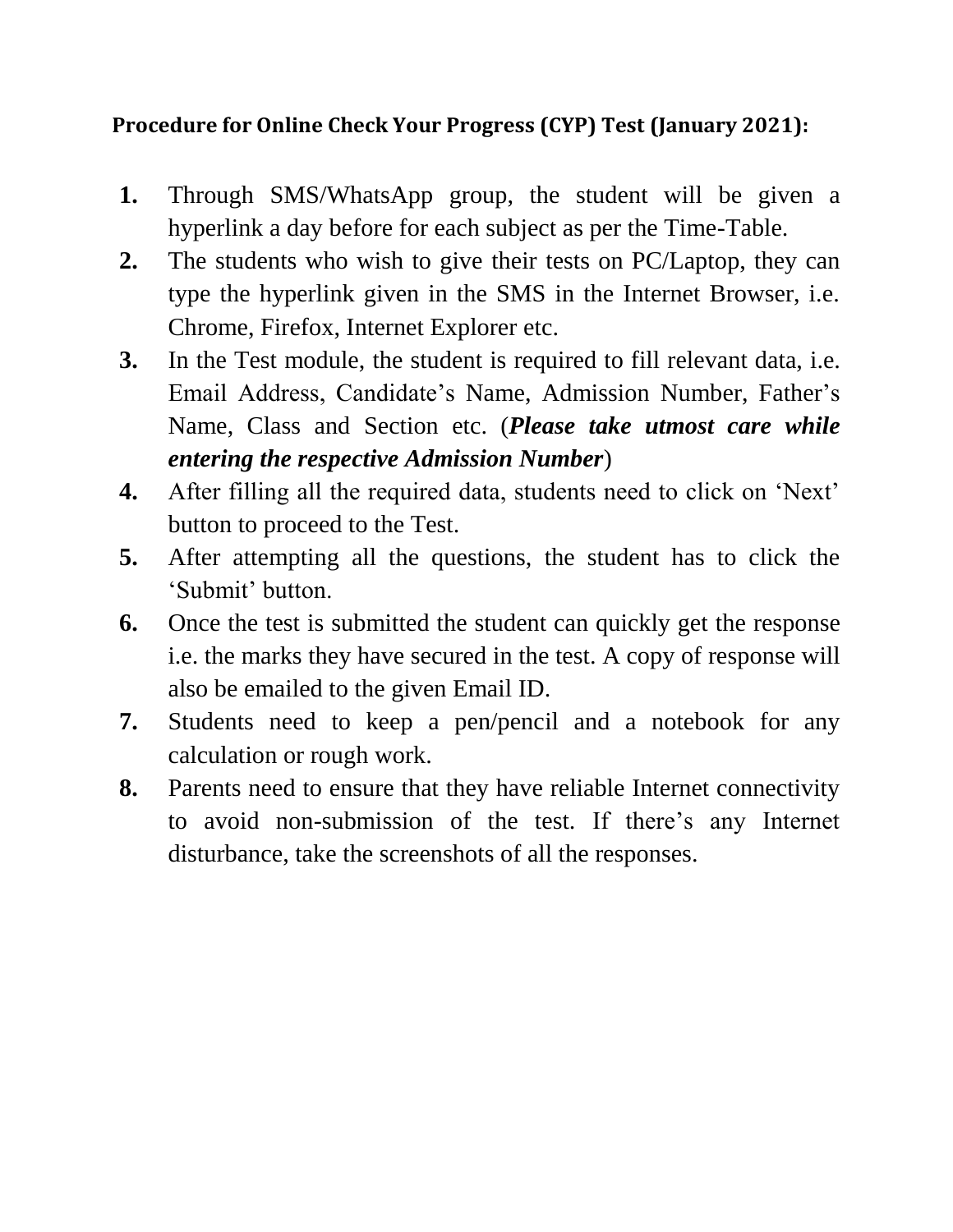**Procedure for Online Check Your Progress (CYP) Test (January 2021):**

1. Through SMS/WhatsApp group, the student will be given a hyperlink a day before for each subject as per the Time-Table.
2. The students who wish to give their tests on PC/Laptop, they can type the hyperlink given in the SMS in the Internet Browser, i.e. Chrome, Firefox, Internet Explorer etc.
3. In the Test module, the student is required to fill relevant data, i.e. Email Address, Candidate's Name, Admission Number, Father's Name, Class and Section etc. (***Please take utmost care while entering the respective Admission Number***)
4. After filling all the required data, students need to click on 'Next' button to proceed to the Test.
5. After attempting all the questions, the student has to click the 'Submit' button.
6. Once the test is submitted the student can quickly get the response i.e. the marks they have secured in the test. A copy of response will also be emailed to the given Email ID.
7. Students need to keep a pen/pencil and a notebook for any calculation or rough work.
8. Parents need to ensure that they have reliable Internet connectivity to avoid non-submission of the test. If there's any Internet disturbance, take the screenshots of all the responses.